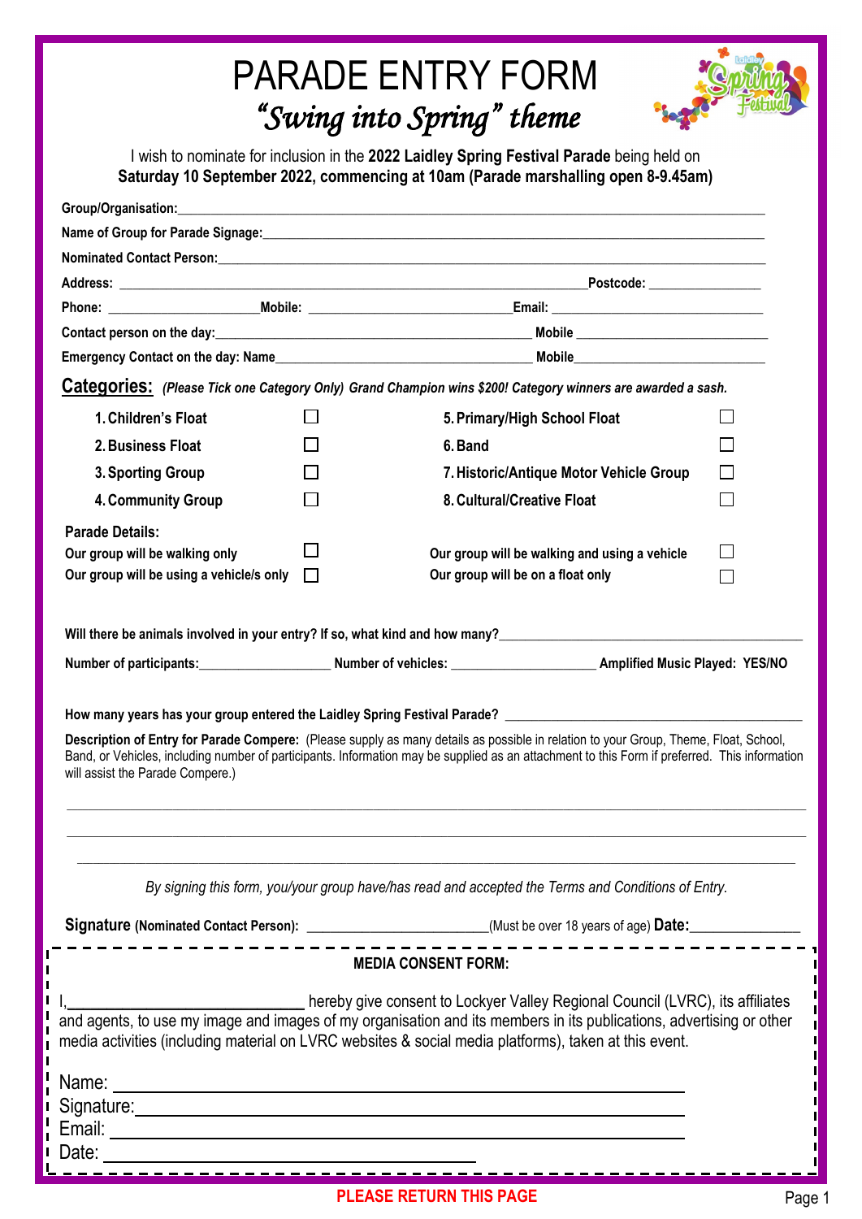# PARADE ENTRY FORM

## *"Swing into Spring" theme*

I wish to nominate for inclusion in the **2022 Laidley Spring Festival Parade** being held on **Saturday 10 September 2022, commencing at 10am (Parade marshalling open 8-9.45am)**

**Group/Organisation:**\_\_\_\_\_\_\_\_\_\_\_\_\_\_\_\_\_\_\_\_\_\_\_\_\_\_\_\_\_\_\_\_\_\_\_\_\_\_\_\_\_\_\_\_

**Name of Group for Parade Signage:**\_\_\_\_\_\_\_\_\_\_\_\_\_\_\_\_\_\_\_\_\_\_\_\_\_\_\_\_\_\_\_\_\_\_\_\_\_\_\_\_

**Nominated Contact Person:**\_\_\_\_\_\_\_\_\_\_\_\_\_\_\_\_\_\_\_\_\_\_\_\_\_\_\_\_\_\_\_\_\_\_\_\_\_\_\_\_\_\_

**Address:** \_\_\_\_\_\_\_\_\_\_\_\_\_\_\_\_\_\_\_\_\_\_\_\_\_\_\_\_\_\_\_\_\_\_\_\_\_\_\_\_**Postcode:** \_\_\_\_\_\_\_\_\_\_

**Phone:** \_\_\_\_\_\_\_\_\_\_\_\_\_\_\_\_**Mobile:** \_\_\_\_\_\_\_\_\_\_\_\_\_\_\_\_\_\_\_\_**Email:** \_\_\_\_\_\_\_\_\_\_\_\_\_\_\_\_\_\_\_\_

**Contact person on the day:**\_\_\_\_\_\_\_\_\_\_\_\_\_\_\_\_\_\_\_\_\_\_\_\_\_\_\_\_\_\_ **Mobile** \_\_\_\_\_\_\_\_\_\_\_\_\_\_\_\_\_\_\_\_

**Emergency Contact on the day: Name**\_\_\_\_\_\_\_\_\_\_\_\_\_\_\_\_\_\_\_\_\_\_\_\_\_\_\_ **Mobile**\_\_\_\_\_\_\_\_\_\_\_\_\_\_\_\_\_\_\_\_

**Categories:** ***(Please Tick one Category Only) Grand Champion wins $200! Category winners are awarded a sash.***

| Category | | Category | |
|---|---|---|---|
| **1. Children's Float** | ☐ | **5. Primary/High School Float** | ☐ |
| **2. Business Float** | ☐ | **6. Band** | ☐ |
| **3. Sporting Group** | ☐ | **7. Historic/Antique Motor Vehicle Group** | ☐ |
| **4. Community Group** | ☐ | **8. Cultural/Creative Float** | ☐ |

**Parade Details:**

| | | | |
|---|---|---|---|
| **Our group will be walking only** | ☐ | **Our group will be walking and using a vehicle** | ☐ |
| **Our group will be using a vehicle/s only** | ☐ | **Our group will be on a float only** | ☐ |

**Will there be animals involved in your entry? If so, what kind and how many?**\_\_\_\_\_\_\_\_\_\_\_\_\_\_\_\_\_\_\_\_\_\_\_\_\_\_\_\_\_\_

**Number of participants:**\_\_\_\_\_\_\_\_\_\_\_\_\_\_ **Number of vehicles:** \_\_\_\_\_\_\_\_\_\_\_\_\_\_\_ **Amplified Music Played: YES/NO**

**How many years has your group entered the Laidley Spring Festival Parade?** \_\_\_\_\_\_\_\_\_\_\_\_\_\_\_\_\_\_\_\_\_\_\_\_\_\_\_\_\_\_

**Description of Entry for Parade Compere:** (Please supply as many details as possible in relation to your Group, Theme, Float, School, Band, or Vehicles, including number of participants. Information may be supplied as an attachment to this Form if preferred. This information will assist the Parade Compere.)

\_\_\_\_\_\_\_\_\_\_\_\_\_\_\_\_\_\_\_\_\_\_\_\_\_\_\_\_\_\_\_\_\_\_\_\_\_\_\_\_\_\_\_\_\_\_\_\_\_\_\_\_\_\_\_\_\_\_\_\_\_\_\_\_\_\_\_\_\_\_\_\_

\_\_\_\_\_\_\_\_\_\_\_\_\_\_\_\_\_\_\_\_\_\_\_\_\_\_\_\_\_\_\_\_\_\_\_\_\_\_\_\_\_\_\_\_\_\_\_\_\_\_\_\_\_\_\_\_\_\_\_\_\_\_\_\_\_\_\_\_\_\_\_\_

\_\_\_\_\_\_\_\_\_\_\_\_\_\_\_\_\_\_\_\_\_\_\_\_\_\_\_\_\_\_\_\_\_\_\_\_\_\_\_\_\_\_\_\_\_\_\_\_\_\_\_\_\_\_\_\_\_\_\_\_\_\_\_\_\_\_\_\_\_\_\_\_

*By signing this form, you/your group have/has read and accepted the Terms and Conditions of Entry.*

**Signature** **(Nominated Contact Person):** \_\_\_\_\_\_\_\_\_\_\_\_\_\_\_\_\_\_\_\_(Must be over 18 years of age) **Date:**\_\_\_\_\_\_\_\_\_\_\_\_

---

**MEDIA CONSENT FORM:**

I,\_\_\_\_\_\_\_\_\_\_\_\_\_\_\_\_\_\_\_\_\_\_\_\_ hereby give consent to Lockyer Valley Regional Council (LVRC), its affiliates and agents, to use my image and images of my organisation and its members in its publications, advertising or other media activities (including material on LVRC websites & social media platforms), taken at this event.

Name: \_\_\_\_\_\_\_\_\_\_\_\_\_\_\_\_\_\_\_\_\_\_\_\_\_\_\_\_\_\_\_\_\_\_\_\_\_\_\_\_\_\_\_\_\_\_\_\_\_\_

Signature:\_\_\_\_\_\_\_\_\_\_\_\_\_\_\_\_\_\_\_\_\_\_\_\_\_\_\_\_\_\_\_\_\_\_\_\_\_\_\_\_\_\_\_\_\_\_\_

Email: \_\_\_\_\_\_\_\_\_\_\_\_\_\_\_\_\_\_\_\_\_\_\_\_\_\_\_\_\_\_\_\_\_\_\_\_\_\_\_\_\_\_\_\_\_\_\_\_\_\_

Date: \_\_\_\_\_\_\_\_\_\_\_\_\_\_\_\_\_\_\_\_\_\_\_\_\_\_\_\_\_\_\_\_\_\_\_

**PLEASE RETURN THIS PAGE**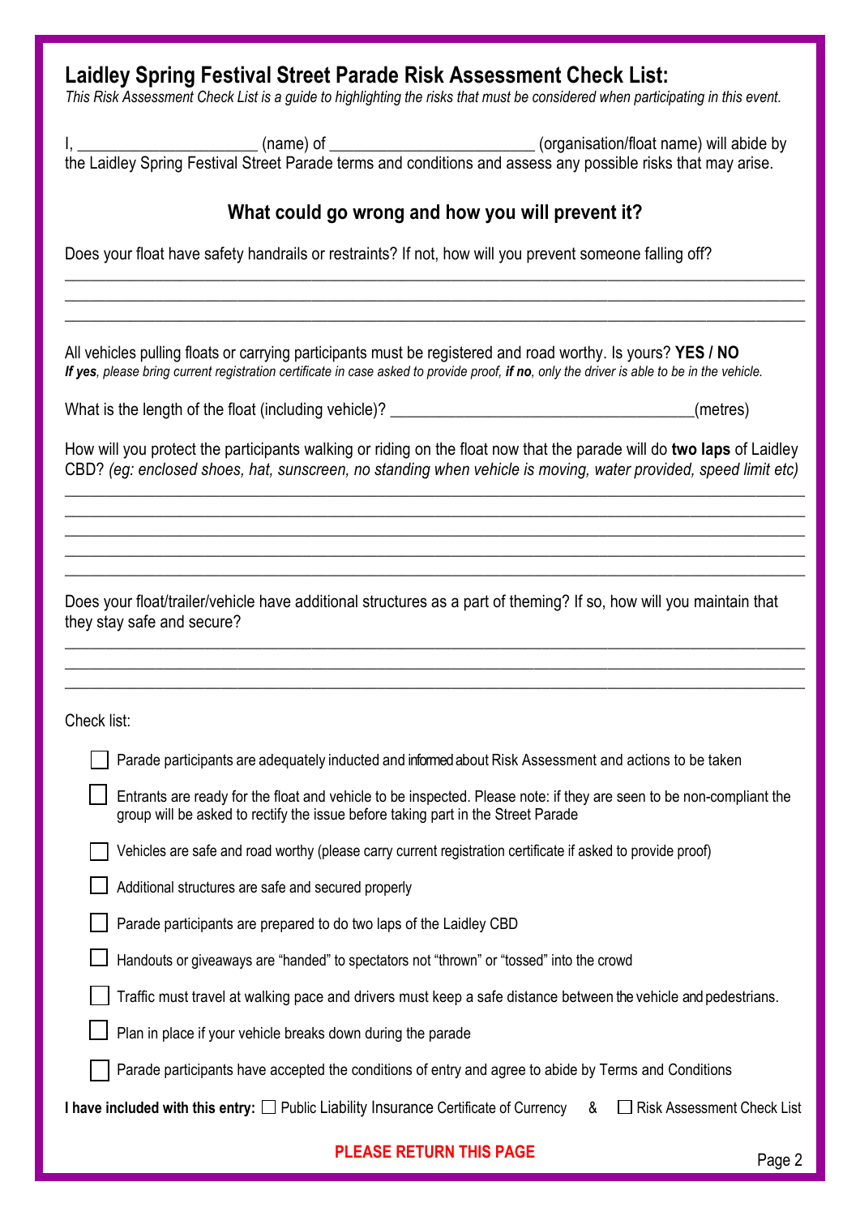# Laidley Spring Festival Street Parade Risk Assessment Check List:

*This Risk Assessment Check List is a guide to highlighting the risks that must be considered when participating in this event.*

I, _____________________ (name) of ________________________ (organisation/float name) will abide by the Laidley Spring Festival Street Parade terms and conditions and assess any possible risks that may arise.

## What could go wrong and how you will prevent it?

Does your float have safety handrails or restraints? If not, how will you prevent someone falling off?

_______________________________________________________________________________________
_______________________________________________________________________________________
_______________________________________________________________________________________

All vehicles pulling floats or carrying participants must be registered and road worthy. Is yours? **YES / NO**

***If yes**, please bring current registration certificate in case asked to provide proof, **if no**, only the driver is able to be in the vehicle.*

What is the length of the float (including vehicle)? ___________________________________(metres)

How will you protect the participants walking or riding on the float now that the parade will do **two laps** of Laidley CBD? *(eg: enclosed shoes, hat, sunscreen, no standing when vehicle is moving, water provided, speed limit etc)*

_______________________________________________________________________________________
_______________________________________________________________________________________
_______________________________________________________________________________________
_______________________________________________________________________________________
_______________________________________________________________________________________

Does your float/trailer/vehicle have additional structures as a part of theming? If so, how will you maintain that they stay safe and secure?

_______________________________________________________________________________________
_______________________________________________________________________________________
_______________________________________________________________________________________

Check list:

- ☐ Parade participants are adequately inducted and informed about Risk Assessment and actions to be taken
- ☐ Entrants are ready for the float and vehicle to be inspected. Please note: if they are seen to be non-compliant the group will be asked to rectify the issue before taking part in the Street Parade
- ☐ Vehicles are safe and road worthy (please carry current registration certificate if asked to provide proof)
- ☐ Additional structures are safe and secured properly
- ☐ Parade participants are prepared to do two laps of the Laidley CBD
- ☐ Handouts or giveaways are "handed" to spectators not "thrown" or "tossed" into the crowd
- ☐ Traffic must travel at walking pace and drivers must keep a safe distance between the vehicle and pedestrians.
- ☐ Plan in place if your vehicle breaks down during the parade
- ☐ Parade participants have accepted the conditions of entry and agree to abide by Terms and Conditions

**I have included with this entry:** ☐ Public Liability Insurance Certificate of Currency & ☐ Risk Assessment Check List

**PLEASE RETURN THIS PAGE**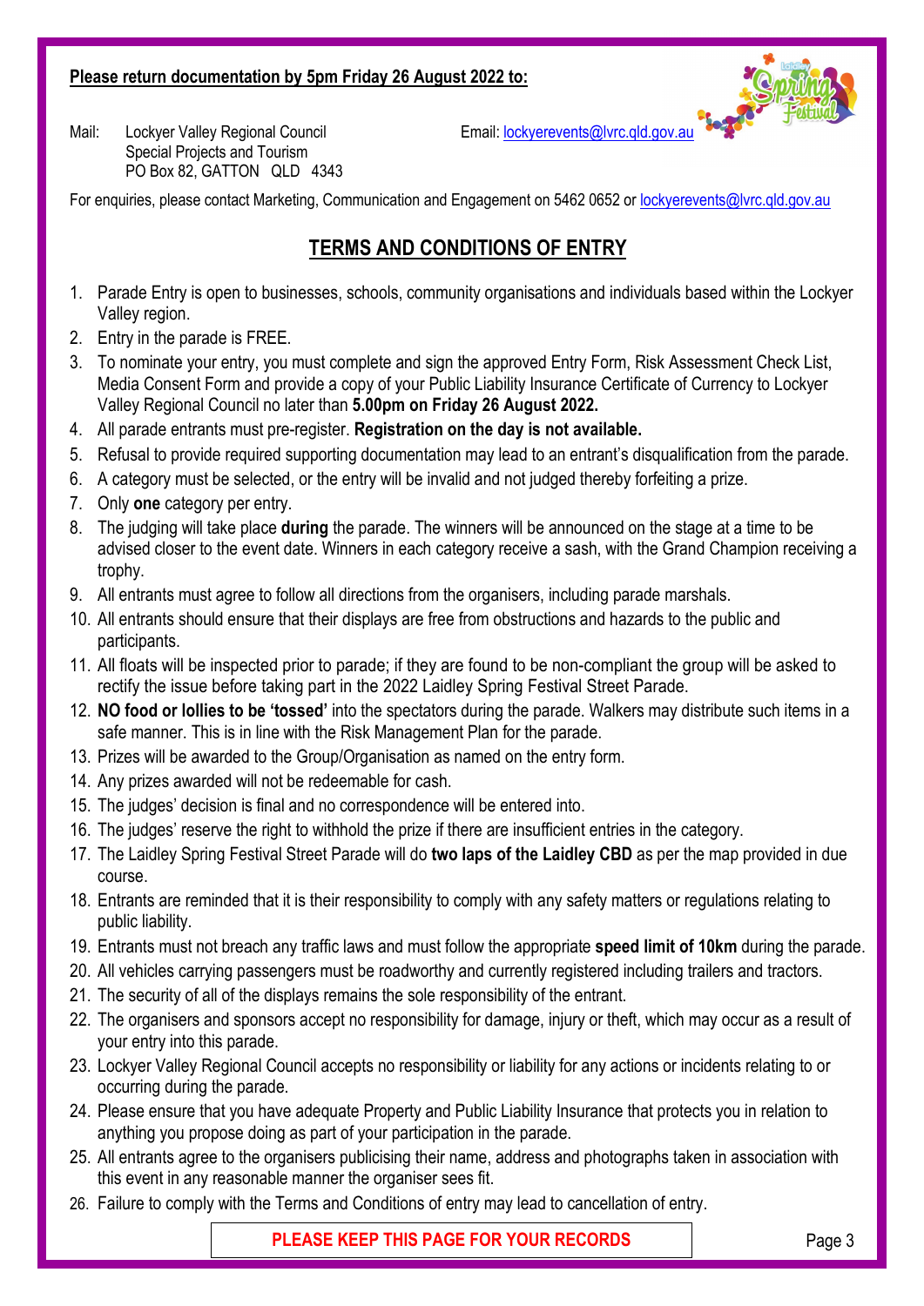**Please return documentation by 5pm Friday 26 August 2022 to:**

Mail: Lockyer Valley Regional Council
Special Projects and Tourism
PO Box 82, GATTON QLD 4343

Email: lockyerevents@lvrc.qld.gov.au

For enquiries, please contact Marketing, Communication and Engagement on 5462 0652 or lockyerevents@lvrc.qld.gov.au

## TERMS AND CONDITIONS OF ENTRY

1. Parade Entry is open to businesses, schools, community organisations and individuals based within the Lockyer Valley region.
2. Entry in the parade is FREE.
3. To nominate your entry, you must complete and sign the approved Entry Form, Risk Assessment Check List, Media Consent Form and provide a copy of your Public Liability Insurance Certificate of Currency to Lockyer Valley Regional Council no later than **5.00pm on Friday 26 August 2022.**
4. All parade entrants must pre-register. **Registration on the day is not available.**
5. Refusal to provide required supporting documentation may lead to an entrant's disqualification from the parade.
6. A category must be selected, or the entry will be invalid and not judged thereby forfeiting a prize.
7. Only **one** category per entry.
8. The judging will take place **during** the parade. The winners will be announced on the stage at a time to be advised closer to the event date. Winners in each category receive a sash, with the Grand Champion receiving a trophy.
9. All entrants must agree to follow all directions from the organisers, including parade marshals.
10. All entrants should ensure that their displays are free from obstructions and hazards to the public and participants.
11. All floats will be inspected prior to parade; if they are found to be non-compliant the group will be asked to rectify the issue before taking part in the 2022 Laidley Spring Festival Street Parade.
12. **NO food or lollies to be 'tossed'** into the spectators during the parade. Walkers may distribute such items in a safe manner. This is in line with the Risk Management Plan for the parade.
13. Prizes will be awarded to the Group/Organisation as named on the entry form.
14. Any prizes awarded will not be redeemable for cash.
15. The judges' decision is final and no correspondence will be entered into.
16. The judges' reserve the right to withhold the prize if there are insufficient entries in the category.
17. The Laidley Spring Festival Street Parade will do **two laps of the Laidley CBD** as per the map provided in due course.
18. Entrants are reminded that it is their responsibility to comply with any safety matters or regulations relating to public liability.
19. Entrants must not breach any traffic laws and must follow the appropriate **speed limit of 10km** during the parade.
20. All vehicles carrying passengers must be roadworthy and currently registered including trailers and tractors.
21. The security of all of the displays remains the sole responsibility of the entrant.
22. The organisers and sponsors accept no responsibility for damage, injury or theft, which may occur as a result of your entry into this parade.
23. Lockyer Valley Regional Council accepts no responsibility or liability for any actions or incidents relating to or occurring during the parade.
24. Please ensure that you have adequate Property and Public Liability Insurance that protects you in relation to anything you propose doing as part of your participation in the parade.
25. All entrants agree to the organisers publicising their name, address and photographs taken in association with this event in any reasonable manner the organiser sees fit.
26. Failure to comply with the Terms and Conditions of entry may lead to cancellation of entry.

**PLEASE KEEP THIS PAGE FOR YOUR RECORDS**